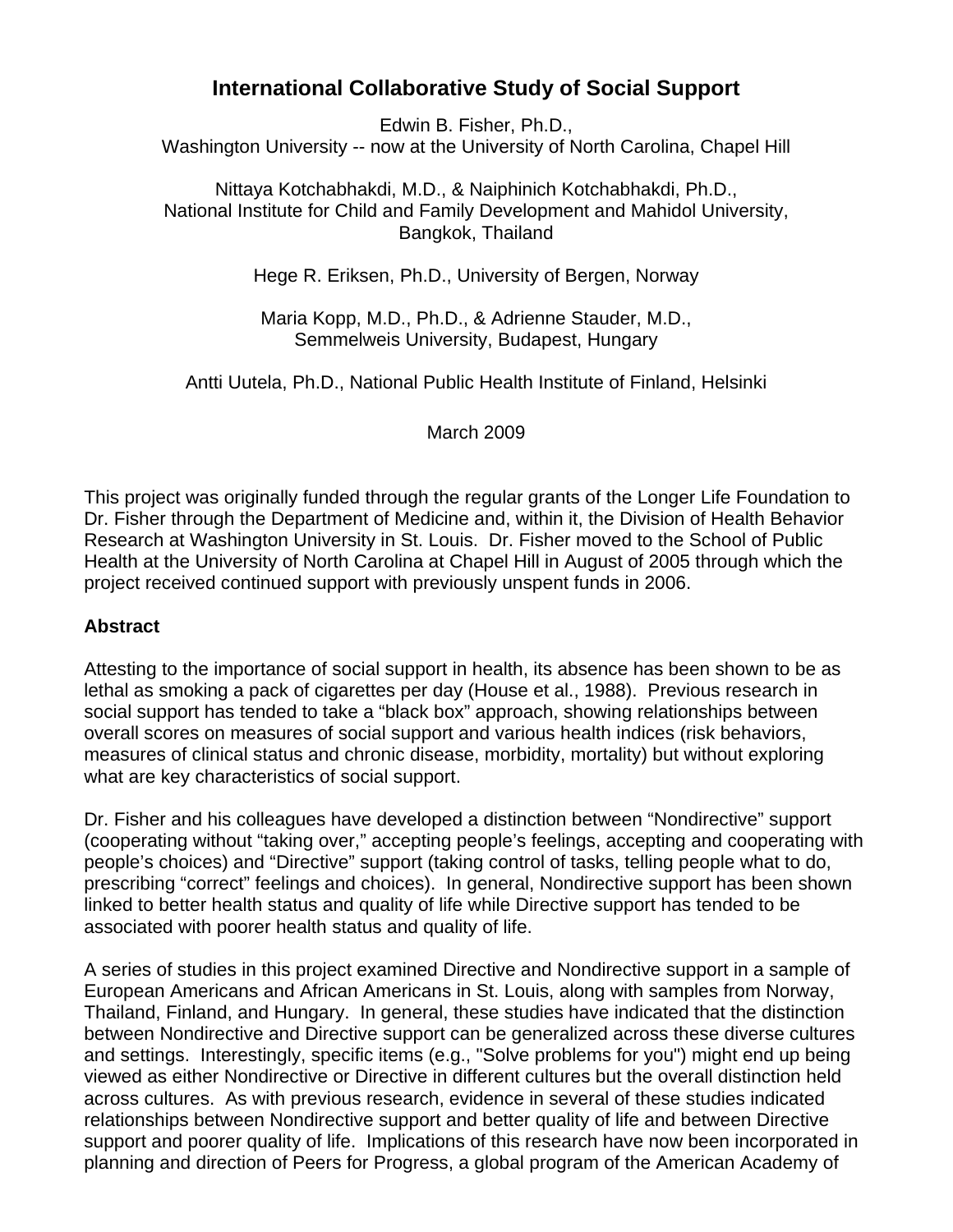# International Collaborative Study of Social Support

Edwin B. Fisher, Ph.D.,
Washington University -- now at the University of North Carolina, Chapel Hill

Nittaya Kotchabhakdi, M.D., & Naiphinich Kotchabhakdi, Ph.D.,
National Institute for Child and Family Development and Mahidol University, Bangkok, Thailand

Hege R. Eriksen, Ph.D., University of Bergen, Norway

Maria Kopp, M.D., Ph.D., & Adrienne Stauder, M.D.,
Semmelweis University, Budapest, Hungary

Antti Uutela, Ph.D., National Public Health Institute of Finland, Helsinki

March 2009

This project was originally funded through the regular grants of the Longer Life Foundation to Dr. Fisher through the Department of Medicine and, within it, the Division of Health Behavior Research at Washington University in St. Louis. Dr. Fisher moved to the School of Public Health at the University of North Carolina at Chapel Hill in August of 2005 through which the project received continued support with previously unspent funds in 2006.

### Abstract

Attesting to the importance of social support in health, its absence has been shown to be as lethal as smoking a pack of cigarettes per day (House et al., 1988). Previous research in social support has tended to take a "black box" approach, showing relationships between overall scores on measures of social support and various health indices (risk behaviors, measures of clinical status and chronic disease, morbidity, mortality) but without exploring what are key characteristics of social support.

Dr. Fisher and his colleagues have developed a distinction between "Nondirective" support (cooperating without "taking over," accepting people's feelings, accepting and cooperating with people's choices) and "Directive" support (taking control of tasks, telling people what to do, prescribing "correct" feelings and choices). In general, Nondirective support has been shown linked to better health status and quality of life while Directive support has tended to be associated with poorer health status and quality of life.

A series of studies in this project examined Directive and Nondirective support in a sample of European Americans and African Americans in St. Louis, along with samples from Norway, Thailand, Finland, and Hungary. In general, these studies have indicated that the distinction between Nondirective and Directive support can be generalized across these diverse cultures and settings. Interestingly, specific items (e.g., "Solve problems for you") might end up being viewed as either Nondirective or Directive in different cultures but the overall distinction held across cultures. As with previous research, evidence in several of these studies indicated relationships between Nondirective support and better quality of life and between Directive support and poorer quality of life. Implications of this research have now been incorporated in planning and direction of Peers for Progress, a global program of the American Academy of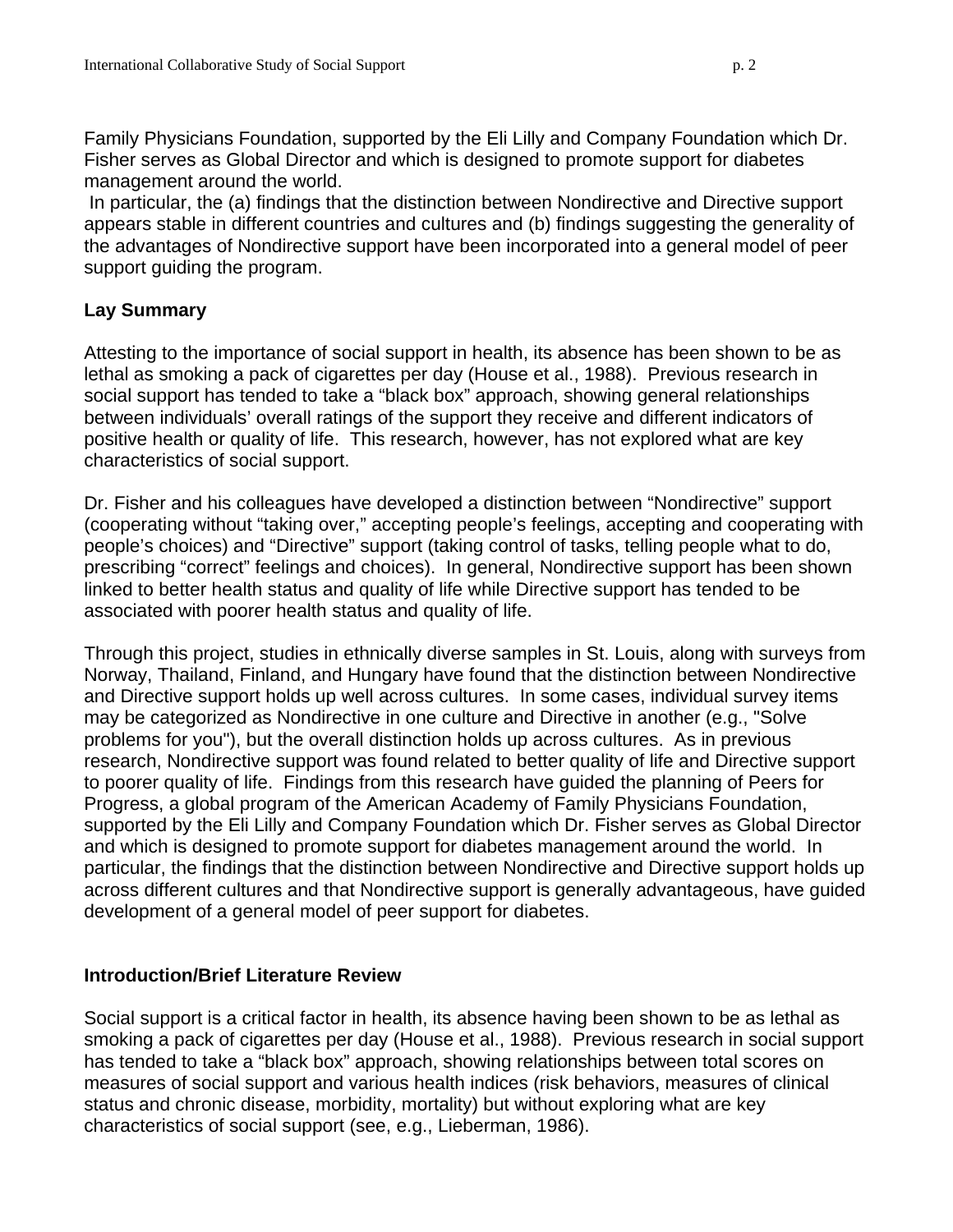Family Physicians Foundation, supported by the Eli Lilly and Company Foundation which Dr. Fisher serves as Global Director and which is designed to promote support for diabetes management around the world.

In particular, the (a) findings that the distinction between Nondirective and Directive support appears stable in different countries and cultures and (b) findings suggesting the generality of the advantages of Nondirective support have been incorporated into a general model of peer support guiding the program.

**Lay Summary**

Attesting to the importance of social support in health, its absence has been shown to be as lethal as smoking a pack of cigarettes per day (House et al., 1988). Previous research in social support has tended to take a "black box" approach, showing general relationships between individuals' overall ratings of the support they receive and different indicators of positive health or quality of life. This research, however, has not explored what are key characteristics of social support.

Dr. Fisher and his colleagues have developed a distinction between "Nondirective" support (cooperating without "taking over," accepting people's feelings, accepting and cooperating with people's choices) and "Directive" support (taking control of tasks, telling people what to do, prescribing "correct" feelings and choices). In general, Nondirective support has been shown linked to better health status and quality of life while Directive support has tended to be associated with poorer health status and quality of life.

Through this project, studies in ethnically diverse samples in St. Louis, along with surveys from Norway, Thailand, Finland, and Hungary have found that the distinction between Nondirective and Directive support holds up well across cultures. In some cases, individual survey items may be categorized as Nondirective in one culture and Directive in another (e.g., "Solve problems for you"), but the overall distinction holds up across cultures. As in previous research, Nondirective support was found related to better quality of life and Directive support to poorer quality of life. Findings from this research have guided the planning of Peers for Progress, a global program of the American Academy of Family Physicians Foundation, supported by the Eli Lilly and Company Foundation which Dr. Fisher serves as Global Director and which is designed to promote support for diabetes management around the world. In particular, the findings that the distinction between Nondirective and Directive support holds up across different cultures and that Nondirective support is generally advantageous, have guided development of a general model of peer support for diabetes.

**Introduction/Brief Literature Review**

Social support is a critical factor in health, its absence having been shown to be as lethal as smoking a pack of cigarettes per day (House et al., 1988). Previous research in social support has tended to take a "black box" approach, showing relationships between total scores on measures of social support and various health indices (risk behaviors, measures of clinical status and chronic disease, morbidity, mortality) but without exploring what are key characteristics of social support (see, e.g., Lieberman, 1986).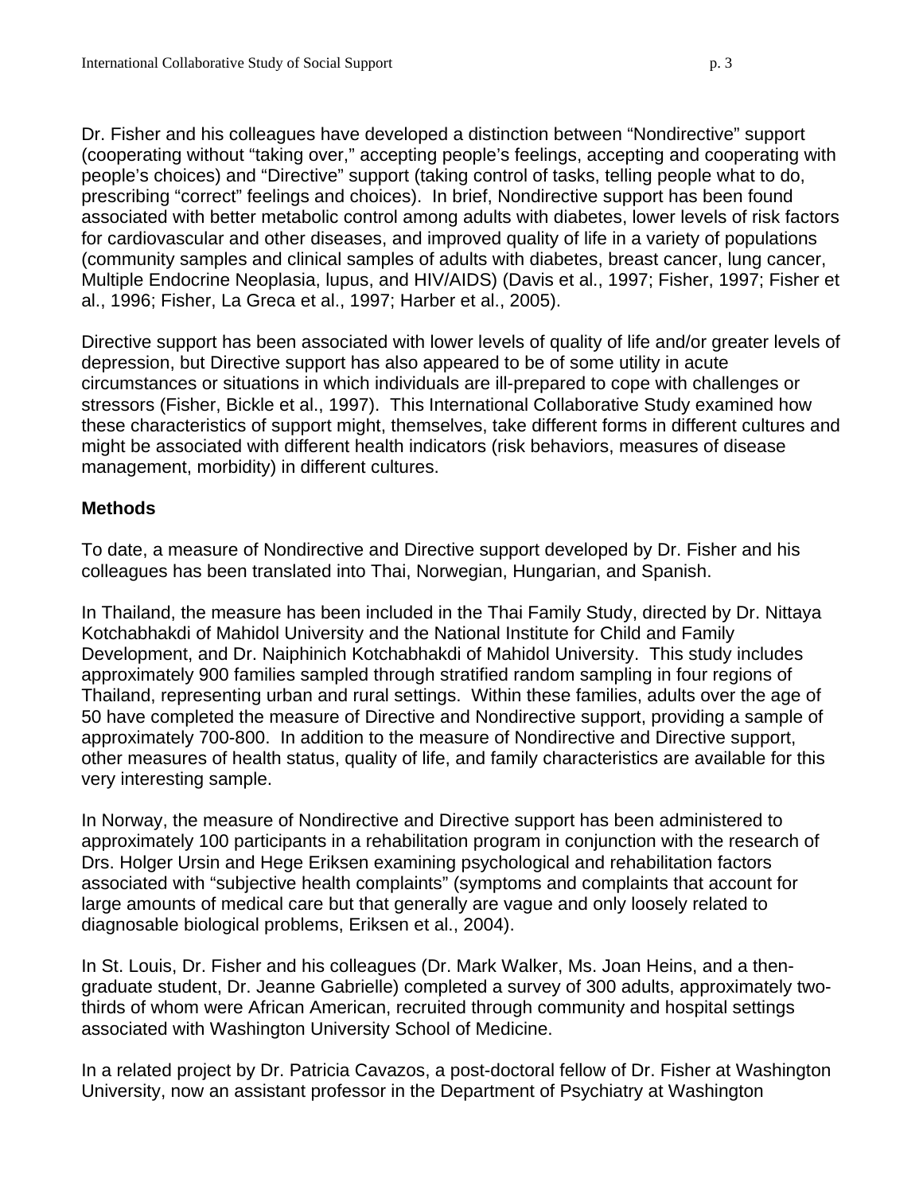Dr. Fisher and his colleagues have developed a distinction between "Nondirective" support (cooperating without "taking over," accepting people's feelings, accepting and cooperating with people's choices) and "Directive" support (taking control of tasks, telling people what to do, prescribing "correct" feelings and choices). In brief, Nondirective support has been found associated with better metabolic control among adults with diabetes, lower levels of risk factors for cardiovascular and other diseases, and improved quality of life in a variety of populations (community samples and clinical samples of adults with diabetes, breast cancer, lung cancer, Multiple Endocrine Neoplasia, lupus, and HIV/AIDS) (Davis et al., 1997; Fisher, 1997; Fisher et al., 1996; Fisher, La Greca et al., 1997; Harber et al., 2005).

Directive support has been associated with lower levels of quality of life and/or greater levels of depression, but Directive support has also appeared to be of some utility in acute circumstances or situations in which individuals are ill-prepared to cope with challenges or stressors (Fisher, Bickle et al., 1997). This International Collaborative Study examined how these characteristics of support might, themselves, take different forms in different cultures and might be associated with different health indicators (risk behaviors, measures of disease management, morbidity) in different cultures.

**Methods**

To date, a measure of Nondirective and Directive support developed by Dr. Fisher and his colleagues has been translated into Thai, Norwegian, Hungarian, and Spanish.

In Thailand, the measure has been included in the Thai Family Study, directed by Dr. Nittaya Kotchabhakdi of Mahidol University and the National Institute for Child and Family Development, and Dr. Naiphinich Kotchabhakdi of Mahidol University. This study includes approximately 900 families sampled through stratified random sampling in four regions of Thailand, representing urban and rural settings. Within these families, adults over the age of 50 have completed the measure of Directive and Nondirective support, providing a sample of approximately 700-800. In addition to the measure of Nondirective and Directive support, other measures of health status, quality of life, and family characteristics are available for this very interesting sample.

In Norway, the measure of Nondirective and Directive support has been administered to approximately 100 participants in a rehabilitation program in conjunction with the research of Drs. Holger Ursin and Hege Eriksen examining psychological and rehabilitation factors associated with "subjective health complaints" (symptoms and complaints that account for large amounts of medical care but that generally are vague and only loosely related to diagnosable biological problems, Eriksen et al., 2004).

In St. Louis, Dr. Fisher and his colleagues (Dr. Mark Walker, Ms. Joan Heins, and a then-graduate student, Dr. Jeanne Gabrielle) completed a survey of 300 adults, approximately two-thirds of whom were African American, recruited through community and hospital settings associated with Washington University School of Medicine.

In a related project by Dr. Patricia Cavazos, a post-doctoral fellow of Dr. Fisher at Washington University, now an assistant professor in the Department of Psychiatry at Washington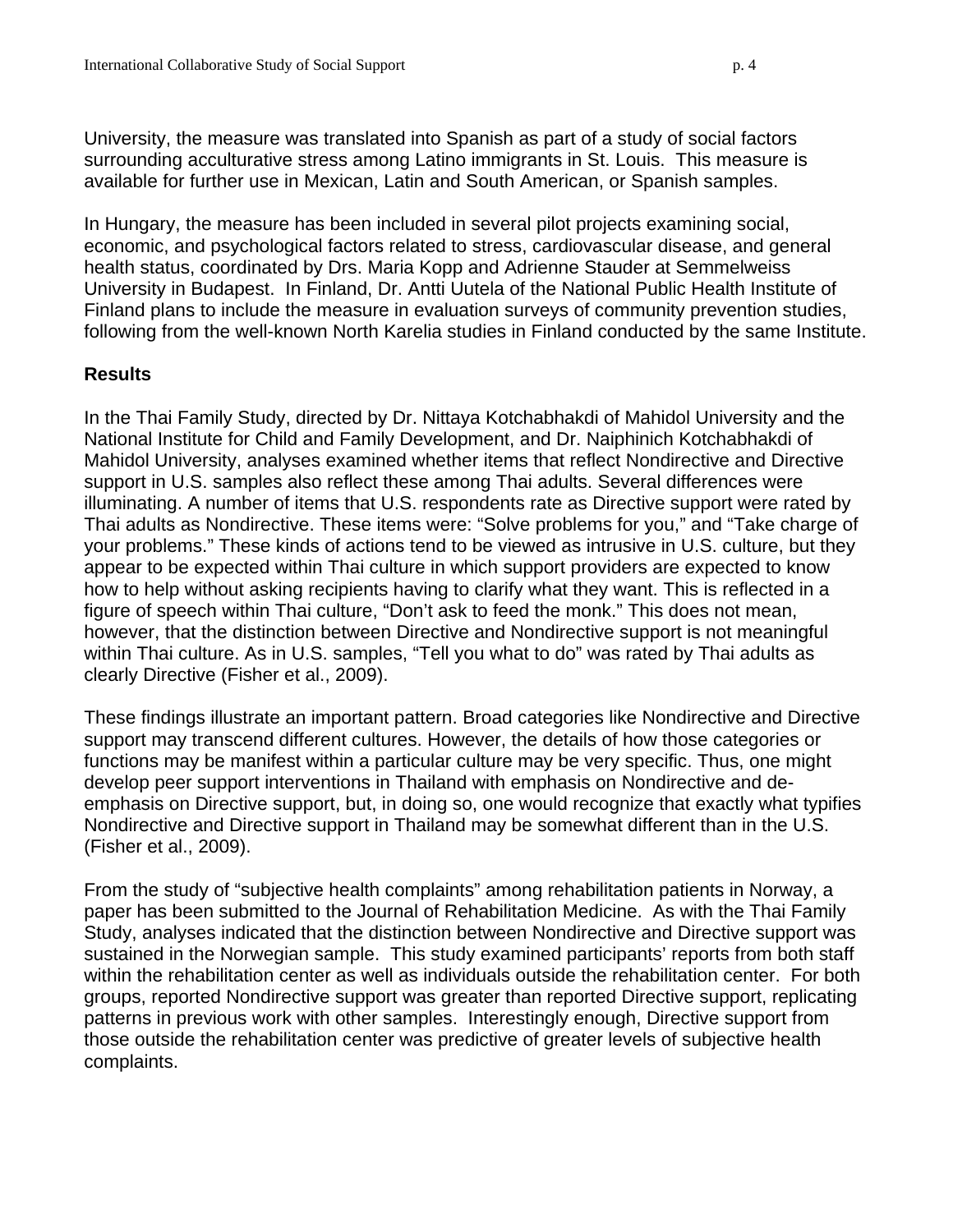University, the measure was translated into Spanish as part of a study of social factors surrounding acculturative stress among Latino immigrants in St. Louis. This measure is available for further use in Mexican, Latin and South American, or Spanish samples.

In Hungary, the measure has been included in several pilot projects examining social, economic, and psychological factors related to stress, cardiovascular disease, and general health status, coordinated by Drs. Maria Kopp and Adrienne Stauder at Semmelweiss University in Budapest. In Finland, Dr. Antti Uutela of the National Public Health Institute of Finland plans to include the measure in evaluation surveys of community prevention studies, following from the well-known North Karelia studies in Finland conducted by the same Institute.

## Results

In the Thai Family Study, directed by Dr. Nittaya Kotchabhakdi of Mahidol University and the National Institute for Child and Family Development, and Dr. Naiphinich Kotchabhakdi of Mahidol University, analyses examined whether items that reflect Nondirective and Directive support in U.S. samples also reflect these among Thai adults. Several differences were illuminating. A number of items that U.S. respondents rate as Directive support were rated by Thai adults as Nondirective. These items were: "Solve problems for you," and "Take charge of your problems." These kinds of actions tend to be viewed as intrusive in U.S. culture, but they appear to be expected within Thai culture in which support providers are expected to know how to help without asking recipients having to clarify what they want. This is reflected in a figure of speech within Thai culture, "Don't ask to feed the monk." This does not mean, however, that the distinction between Directive and Nondirective support is not meaningful within Thai culture. As in U.S. samples, "Tell you what to do" was rated by Thai adults as clearly Directive (Fisher et al., 2009).

These findings illustrate an important pattern. Broad categories like Nondirective and Directive support may transcend different cultures. However, the details of how those categories or functions may be manifest within a particular culture may be very specific. Thus, one might develop peer support interventions in Thailand with emphasis on Nondirective and de-emphasis on Directive support, but, in doing so, one would recognize that exactly what typifies Nondirective and Directive support in Thailand may be somewhat different than in the U.S. (Fisher et al., 2009).

From the study of "subjective health complaints" among rehabilitation patients in Norway, a paper has been submitted to the Journal of Rehabilitation Medicine. As with the Thai Family Study, analyses indicated that the distinction between Nondirective and Directive support was sustained in the Norwegian sample. This study examined participants' reports from both staff within the rehabilitation center as well as individuals outside the rehabilitation center. For both groups, reported Nondirective support was greater than reported Directive support, replicating patterns in previous work with other samples. Interestingly enough, Directive support from those outside the rehabilitation center was predictive of greater levels of subjective health complaints.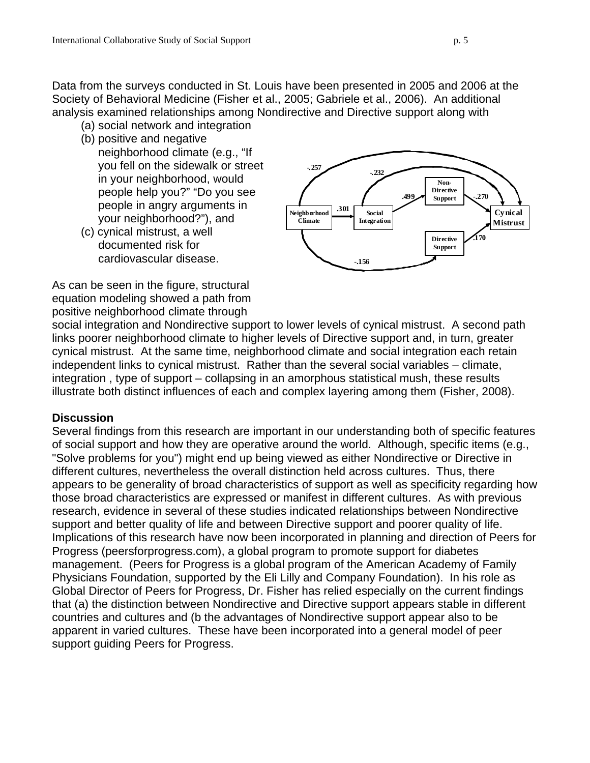Data from the surveys conducted in St. Louis have been presented in 2005 and 2006 at the Society of Behavioral Medicine (Fisher et al., 2005; Gabriele et al., 2006). An additional analysis examined relationships among Nondirective and Directive support along with

(a) social network and integration
(b) positive and negative neighborhood climate (e.g., "If you fell on the sidewalk or street in your neighborhood, would people help you?" "Do you see people in angry arguments in your neighborhood?"), and
(c) cynical mistrust, a well documented risk for cardiovascular disease.

As can be seen in the figure, structural equation modeling showed a path from positive neighborhood climate through social integration and Nondirective support to lower levels of cynical mistrust. A second path links poorer neighborhood climate to higher levels of Directive support and, in turn, greater cynical mistrust. At the same time, neighborhood climate and social integration each retain independent links to cynical mistrust. Rather than the several social variables – climate, integration , type of support – collapsing in an amorphous statistical mush, these results illustrate both distinct influences of each and complex layering among them (Fisher, 2008).

**Discussion**

Several findings from this research are important in our understanding both of specific features of social support and how they are operative around the world. Although, specific items (e.g., "Solve problems for you") might end up being viewed as either Nondirective or Directive in different cultures, nevertheless the overall distinction held across cultures. Thus, there appears to be generality of broad characteristics of support as well as specificity regarding how those broad characteristics are expressed or manifest in different cultures. As with previous research, evidence in several of these studies indicated relationships between Nondirective support and better quality of life and between Directive support and poorer quality of life. Implications of this research have now been incorporated in planning and direction of Peers for Progress (peersforprogress.com), a global program to promote support for diabetes management. (Peers for Progress is a global program of the American Academy of Family Physicians Foundation, supported by the Eli Lilly and Company Foundation). In his role as Global Director of Peers for Progress, Dr. Fisher has relied especially on the current findings that (a) the distinction between Nondirective and Directive support appears stable in different countries and cultures and (b the advantages of Nondirective support appear also to be apparent in varied cultures. These have been incorporated into a general model of peer support guiding Peers for Progress.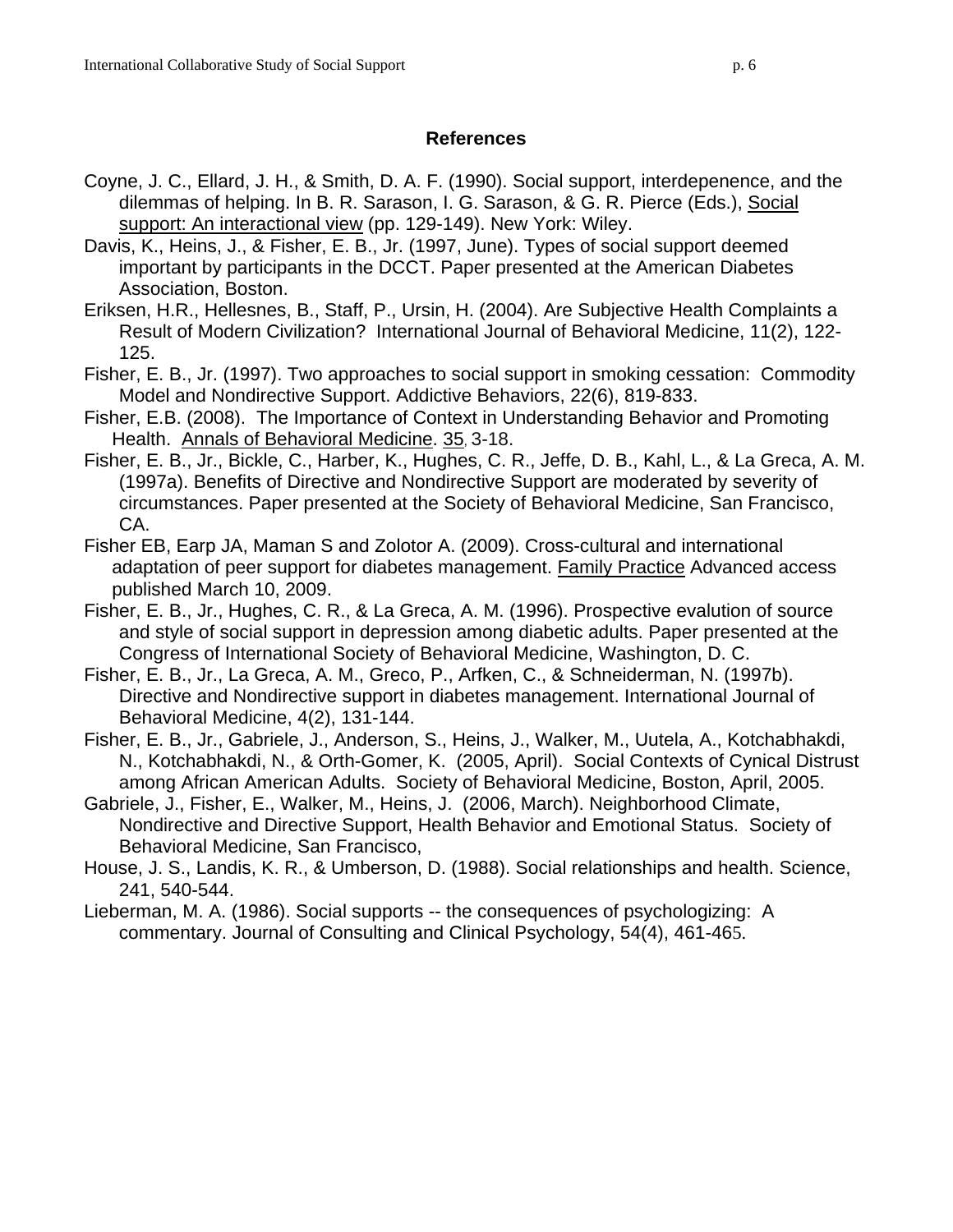## References

Coyne, J. C., Ellard, J. H., & Smith, D. A. F. (1990). Social support, interdepenence, and the dilemmas of helping. In B. R. Sarason, I. G. Sarason, & G. R. Pierce (Eds.), Social support: An interactional view (pp. 129-149). New York: Wiley.

Davis, K., Heins, J., & Fisher, E. B., Jr. (1997, June). Types of social support deemed important by participants in the DCCT. Paper presented at the American Diabetes Association, Boston.

Eriksen, H.R., Hellesnes, B., Staff, P., Ursin, H. (2004). Are Subjective Health Complaints a Result of Modern Civilization? International Journal of Behavioral Medicine, 11(2), 122-125.

Fisher, E. B., Jr. (1997). Two approaches to social support in smoking cessation: Commodity Model and Nondirective Support. Addictive Behaviors, 22(6), 819-833.

Fisher, E.B. (2008). The Importance of Context in Understanding Behavior and Promoting Health. Annals of Behavioral Medicine. 35, 3-18.

Fisher, E. B., Jr., Bickle, C., Harber, K., Hughes, C. R., Jeffe, D. B., Kahl, L., & La Greca, A. M. (1997a). Benefits of Directive and Nondirective Support are moderated by severity of circumstances. Paper presented at the Society of Behavioral Medicine, San Francisco, CA.

Fisher EB, Earp JA, Maman S and Zolotor A. (2009). Cross-cultural and international adaptation of peer support for diabetes management. Family Practice Advanced access published March 10, 2009.

Fisher, E. B., Jr., Hughes, C. R., & La Greca, A. M. (1996). Prospective evalution of source and style of social support in depression among diabetic adults. Paper presented at the Congress of International Society of Behavioral Medicine, Washington, D. C.

Fisher, E. B., Jr., La Greca, A. M., Greco, P., Arfken, C., & Schneiderman, N. (1997b). Directive and Nondirective support in diabetes management. International Journal of Behavioral Medicine, 4(2), 131-144.

Fisher, E. B., Jr., Gabriele, J., Anderson, S., Heins, J., Walker, M., Uutela, A., Kotchabhakdi, N., Kotchabhakdi, N., & Orth-Gomer, K. (2005, April). Social Contexts of Cynical Distrust among African American Adults. Society of Behavioral Medicine, Boston, April, 2005.

Gabriele, J., Fisher, E., Walker, M., Heins, J. (2006, March). Neighborhood Climate, Nondirective and Directive Support, Health Behavior and Emotional Status. Society of Behavioral Medicine, San Francisco,

House, J. S., Landis, K. R., & Umberson, D. (1988). Social relationships and health. Science, 241, 540-544.

Lieberman, M. A. (1986). Social supports -- the consequences of psychologizing: A commentary. Journal of Consulting and Clinical Psychology, 54(4), 461-465.